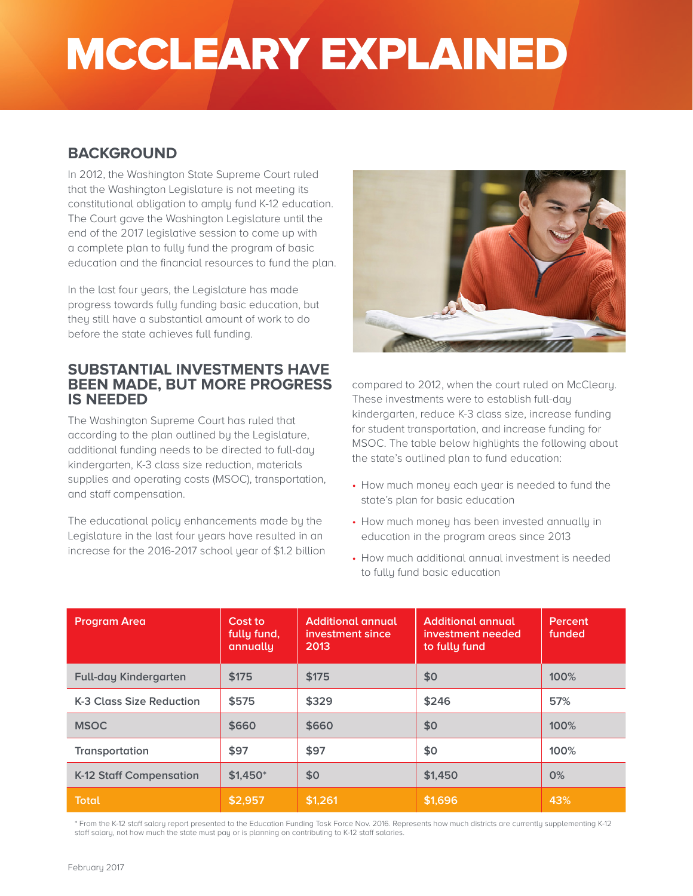# MCCLEARY EXPLAINED

## BACKGROUND

In 2012, the Washington State Supreme Court ruled that the Washington Legislature is not meeting its constitutional obligation to amply fund K-12 education. The Court gave the Washington Legislature until the end of the 2017 legislative session to come up with a complete plan to fully fund the program of basic education and the financial resources to fund the plan.

In the last four years, the Legislature has made progress towards fully funding basic education, but they still have a substantial amount of work to do before the state achieves full funding.

## SUBSTANTIAL INVESTMENTS HAVE BEEN MADE, BUT MORE PROGRESS IS NEEDED

The Washington Supreme Court has ruled that according to the plan outlined by the Legislature, additional funding needs to be directed to full-day kindergarten, K-3 class size reduction, materials supplies and operating costs (MSOC), transportation, and staff compensation.

The educational policy enhancements made by the Legislature in the last four years have resulted in an increase for the 2016-2017 school year of $1.2 billion compared to 2012, when the court ruled on McCleary. These investments were to establish full-day kindergarten, reduce K-3 class size, increase funding for student transportation, and increase funding for MSOC. The table below highlights the following about the state's outlined plan to fund education:

- How much money each year is needed to fund the state's plan for basic education
- How much money has been invested annually in education in the program areas since 2013
- How much additional annual investment is needed to fully fund basic education

| Program Area | Cost to fully fund, annually | Additional annual investment since 2013 | Additional annual investment needed to fully fund | Percent funded |
|---|---|---|---|---|
| Full-day Kindergarten | $175 | $175 | $0 | 100% |
| K-3 Class Size Reduction | $575 | $329 | $246 | 57% |
| MSOC | $660 | $660 | $0 | 100% |
| Transportation | $97 | $97 | $0 | 100% |
| K-12 Staff Compensation | $1,450* | $0 | $1,450 | 0% |
| **Total** | **$2,957** | **$1,261** | **$1,696** | **43%** |

* From the K-12 staff salary report presented to the Education Funding Task Force Nov. 2016. Represents how much districts are currently supplementing K-12 staff salary, not how much the state must pay or is planning on contributing to K-12 staff salaries.

February 2017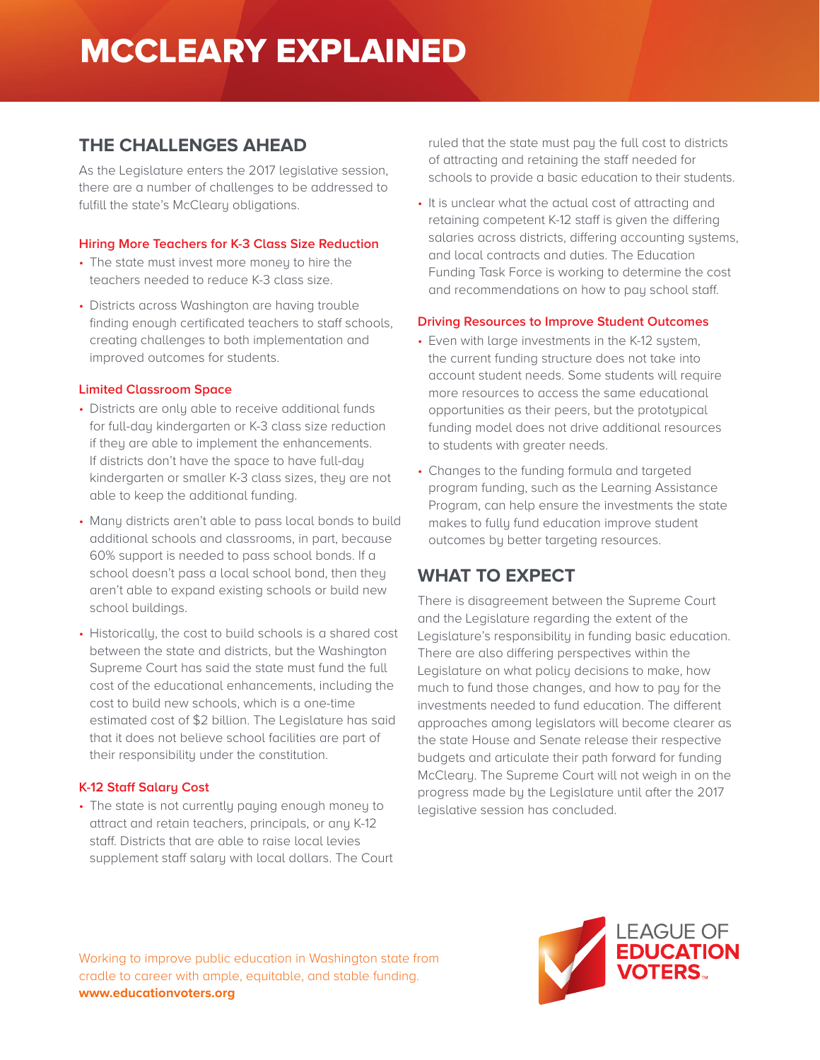# MCCLEARY EXPLAINED

## THE CHALLENGES AHEAD

As the Legislature enters the 2017 legislative session, there are a number of challenges to be addressed to fulfill the state's McCleary obligations.

### Hiring More Teachers for K-3 Class Size Reduction

- The state must invest more money to hire the teachers needed to reduce K-3 class size.
- Districts across Washington are having trouble finding enough certificated teachers to staff schools, creating challenges to both implementation and improved outcomes for students.

### Limited Classroom Space

- Districts are only able to receive additional funds for full-day kindergarten or K-3 class size reduction if they are able to implement the enhancements. If districts don't have the space to have full-day kindergarten or smaller K-3 class sizes, they are not able to keep the additional funding.
- Many districts aren't able to pass local bonds to build additional schools and classrooms, in part, because 60% support is needed to pass school bonds. If a school doesn't pass a local school bond, then they aren't able to expand existing schools or build new school buildings.
- Historically, the cost to build schools is a shared cost between the state and districts, but the Washington Supreme Court has said the state must fund the full cost of the educational enhancements, including the cost to build new schools, which is a one-time estimated cost of $2 billion. The Legislature has said that it does not believe school facilities are part of their responsibility under the constitution.

### K-12 Staff Salary Cost

- The state is not currently paying enough money to attract and retain teachers, principals, or any K-12 staff. Districts that are able to raise local levies supplement staff salary with local dollars. The Court ruled that the state must pay the full cost to districts of attracting and retaining the staff needed for schools to provide a basic education to their students.
- It is unclear what the actual cost of attracting and retaining competent K-12 staff is given the differing salaries across districts, differing accounting systems, and local contracts and duties. The Education Funding Task Force is working to determine the cost and recommendations on how to pay school staff.

### Driving Resources to Improve Student Outcomes

- Even with large investments in the K-12 system, the current funding structure does not take into account student needs. Some students will require more resources to access the same educational opportunities as their peers, but the prototypical funding model does not drive additional resources to students with greater needs.
- Changes to the funding formula and targeted program funding, such as the Learning Assistance Program, can help ensure the investments the state makes to fully fund education improve student outcomes by better targeting resources.

## WHAT TO EXPECT

There is disagreement between the Supreme Court and the Legislature regarding the extent of the Legislature's responsibility in funding basic education. There are also differing perspectives within the Legislature on what policy decisions to make, how much to fund those changes, and how to pay for the investments needed to fund education. The different approaches among legislators will become clearer as the state House and Senate release their respective budgets and articulate their path forward for funding McCleary. The Supreme Court will not weigh in on the progress made by the Legislature until after the 2017 legislative session has concluded.

Working to improve public education in Washington state from cradle to career with ample, equitable, and stable funding.
**www.educationvoters.org**

LEAGUE OF EDUCATION VOTERS™